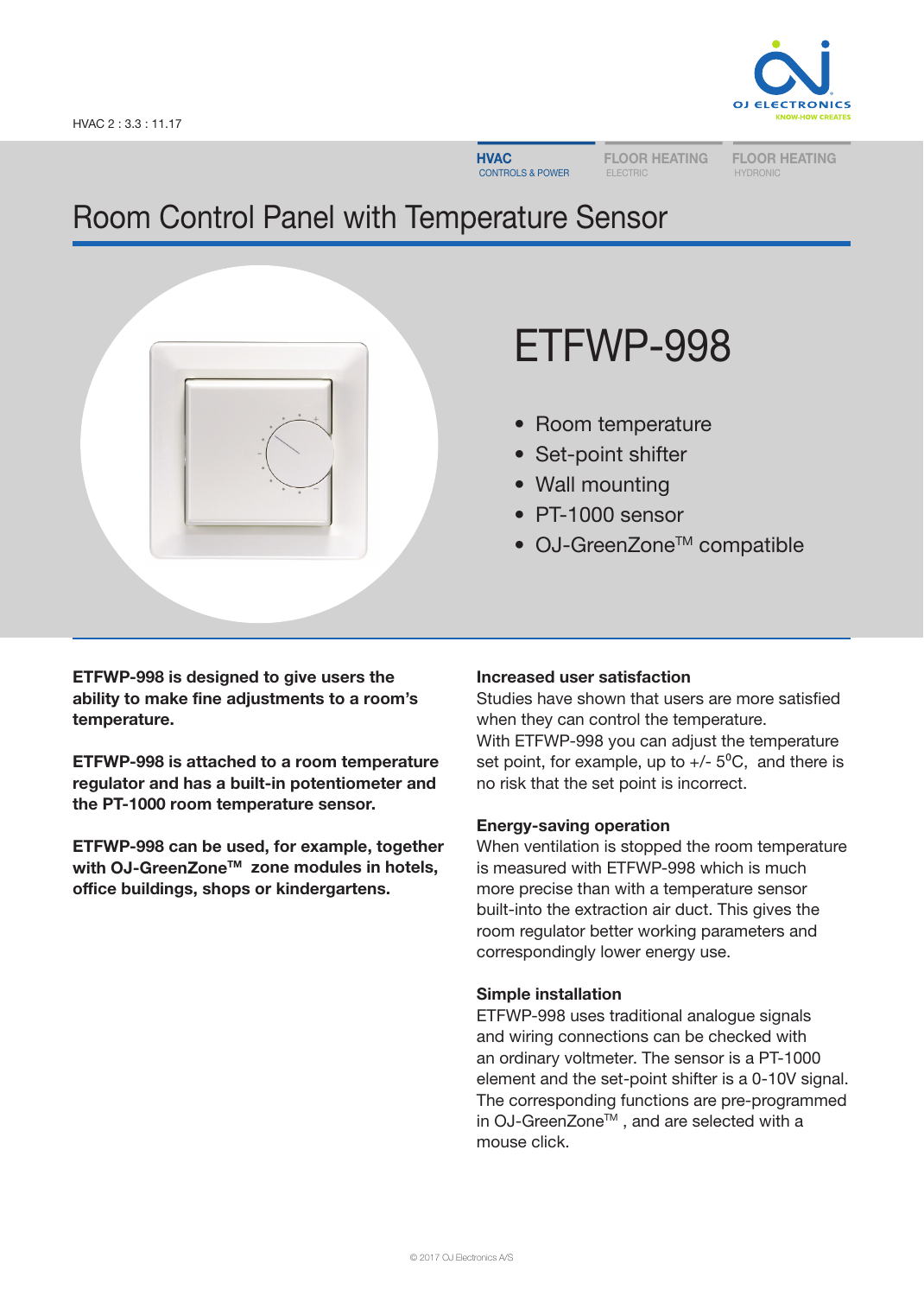HVAC 2 : 3.3 : 11.17

**HVAC** CONTROLS & POWER | FLOOR HEATING ELECTRIC | FLOOR HEATING HYDRONIC

# Room Control Panel with Temperature Sensor

## ETFWP-998

- Room temperature
- Set-point shifter
- Wall mounting
- PT-1000 sensor
- OJ-GreenZone™ compatible

**ETFWP-998 is designed to give users the ability to make fine adjustments to a room's temperature.**

**ETFWP-998 is attached to a room temperature regulator and has a built-in potentiometer and the PT-1000 room temperature sensor.**

**ETFWP-998 can be used, for example, together with OJ-GreenZone™ zone modules in hotels, office buildings, shops or kindergartens.**

### Increased user satisfaction

Studies have shown that users are more satisfied when they can control the temperature.
With ETFWP-998 you can adjust the temperature set point, for example, up to +/- 5°C, and there is no risk that the set point is incorrect.

### Energy-saving operation

When ventilation is stopped the room temperature is measured with ETFWP-998 which is much more precise than with a temperature sensor built-into the extraction air duct. This gives the room regulator better working parameters and correspondingly lower energy use.

### Simple installation

ETFWP-998 uses traditional analogue signals and wiring connections can be checked with an ordinary voltmeter. The sensor is a PT-1000 element and the set-point shifter is a 0-10V signal. The corresponding functions are pre-programmed in OJ-GreenZone™ , and are selected with a mouse click.

© 2017 OJ Electronics A/S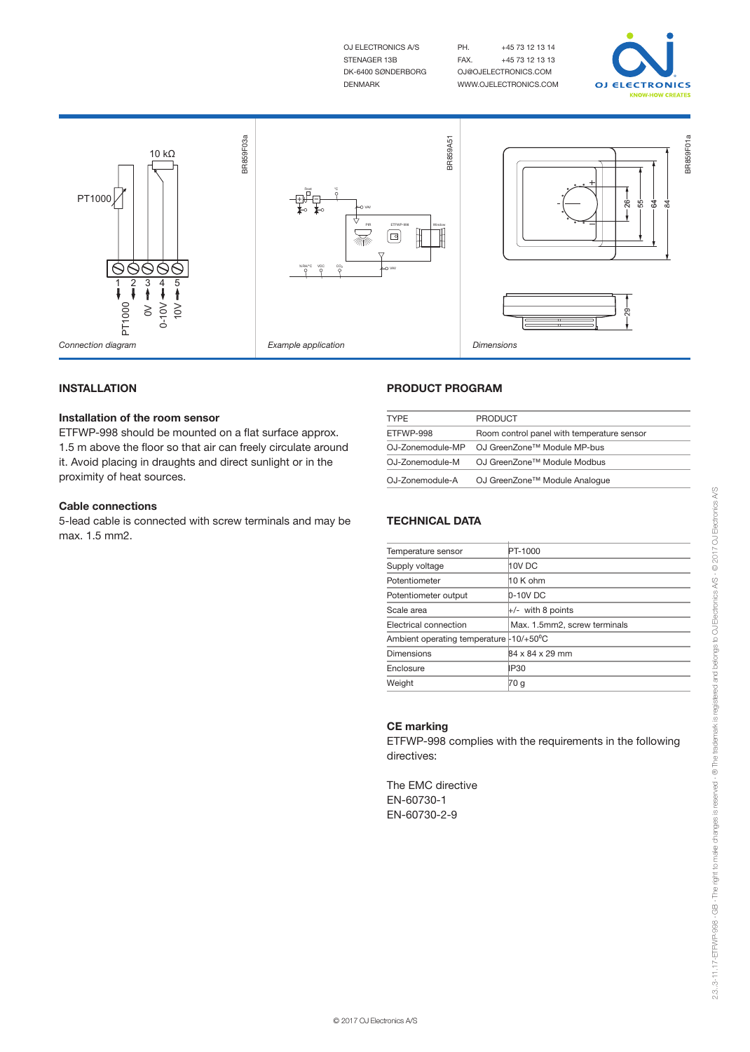OJ ELECTRONICS A/S
STENAGER 13B
DK-6400 SØNDERBORG
DENMARK

PH. +45 73 12 13 14
FAX. +45 73 12 13 13
OJ@OJELECTRONICS.COM
WWW.OJELECTRONICS.COM

10 kΩ

PT1000

1 2 3 4 5

PT1000 0V 0-10V 10V

BR859F03a

*Connection diagram*

BR859A51

*Example application*

BR859F01a

26 55 64 84

29

*Dimensions*

## INSTALLATION

### Installation of the room sensor

ETFWP-998 should be mounted on a flat surface approx. 1.5 m above the floor so that air can freely circulate around it. Avoid placing in draughts and direct sunlight or in the proximity of heat sources.

### Cable connections

5-lead cable is connected with screw terminals and may be max. 1.5 mm2.

## PRODUCT PROGRAM

| TYPE | PRODUCT |
|---|---|
| ETFWP-998 | Room control panel with temperature sensor |
| OJ-Zonemodule-MP | OJ GreenZone™ Module MP-bus |
| OJ-Zonemodule-M | OJ GreenZone™ Module Modbus |
| OJ-Zonemodule-A | OJ GreenZone™ Module Analogue |

## TECHNICAL DATA

| | |
|---|---|
| Temperature sensor | PT-1000 |
| Supply voltage | 10V DC |
| Potentiometer | 10 K ohm |
| Potentiometer output | 0-10V DC |
| Scale area | +/- with 8 points |
| Electrical connection | Max. 1.5mm2, screw terminals |
| Ambient operating temperature | -10/+50°C |
| Dimensions | 84 x 84 x 29 mm |
| Enclosure | IP30 |
| Weight | 70 g |

### CE marking

ETFWP-998 complies with the requirements in the following directives:

The EMC directive
EN-60730-1
EN-60730-2-9

2.3.-3-11.17-ETFWP-998 · GB · The right to make changes is reserved · ® The trademark is registered and belongs to OJ Electronics A/S · © 2017 OJ Electronics A/S